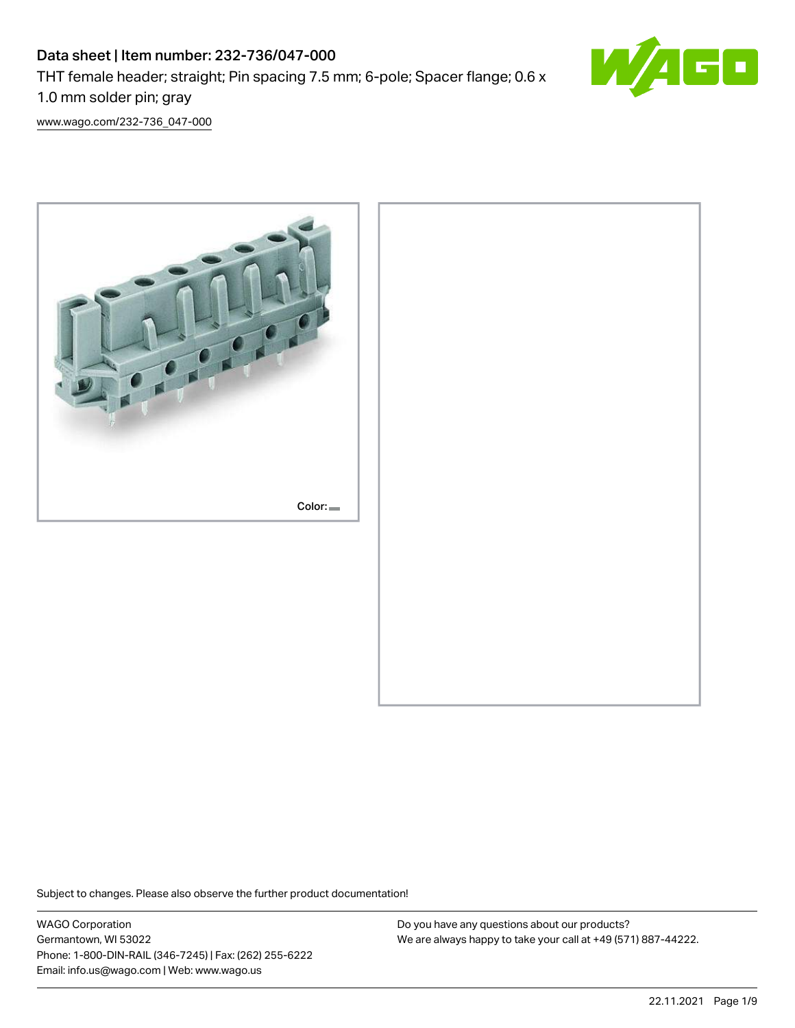# Data sheet | Item number: 232-736/047-000

THT female header; straight; Pin spacing 7.5 mm; 6-pole; Spacer flange; 0.6 x 1.0 mm solder pin; gray

www.wago.com/232-736_047-000

Color:

Subject to changes. Please also observe the further product documentation!

WAGO Corporation
Germantown, WI 53022
Phone: 1-800-DIN-RAIL (346-7245) | Fax: (262) 255-6222
Email: info.us@wago.com | Web: www.wago.us

Do you have any questions about our products?
We are always happy to take your call at +49 (571) 887-44222.

22.11.2021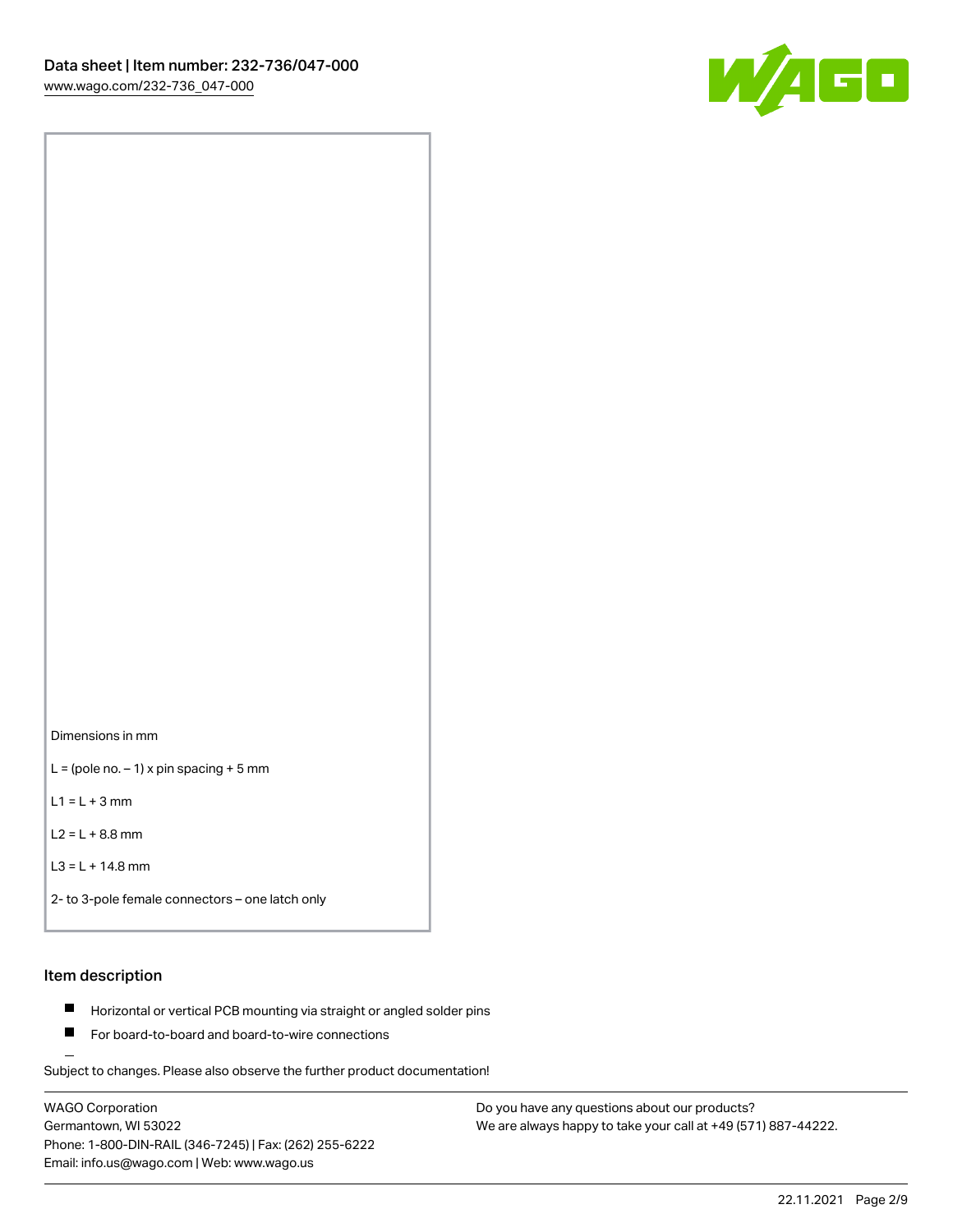Dimensions in mm

L = (pole no. – 1) x pin spacing + 5 mm

L1 = L + 3 mm

L2 = L + 8.8 mm

L3 = L + 14.8 mm

2- to 3-pole female connectors – one latch only

## Item description

- Horizontal or vertical PCB mounting via straight or angled solder pins
- For board-to-board and board-to-wire connections

Subject to changes. Please also observe the further product documentation!

WAGO Corporation
Germantown, WI 53022
Phone: 1-800-DIN-RAIL (346-7245) | Fax: (262) 255-6222
Email: info.us@wago.com | Web: www.wago.us

Do you have any questions about our products?
We are always happy to take your call at +49 (571) 887-44222.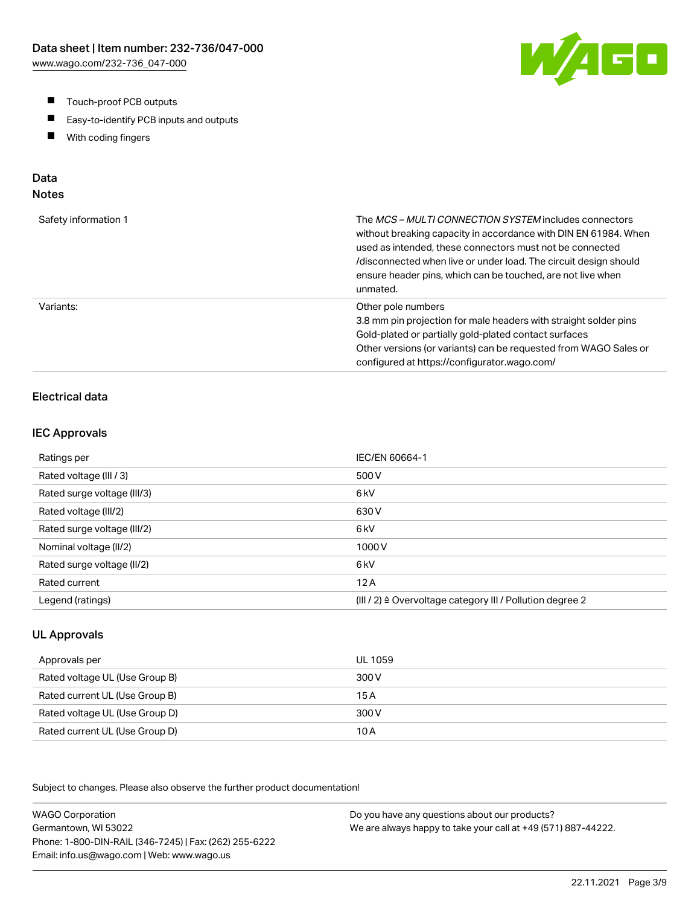- Touch-proof PCB outputs
- Easy-to-identify PCB inputs and outputs
- With coding fingers

## Data

### Notes

| | |
|---|---|
| Safety information 1 | The *MCS – MULTI CONNECTION SYSTEM* includes connectors without breaking capacity in accordance with DIN EN 61984. When used as intended, these connectors must not be connected /disconnected when live or under load. The circuit design should ensure header pins, which can be touched, are not live when unmated. |
| Variants: | Other pole numbers<br>3.8 mm pin projection for male headers with straight solder pins<br>Gold-plated or partially gold-plated contact surfaces<br>Other versions (or variants) can be requested from WAGO Sales or configured at https://configurator.wago.com/ |

### Electrical data

### IEC Approvals

| | |
|---|---|
| Ratings per | IEC/EN 60664-1 |
| Rated voltage (III / 3) | 500 V |
| Rated surge voltage (III/3) | 6 kV |
| Rated voltage (III/2) | 630 V |
| Rated surge voltage (III/2) | 6 kV |
| Nominal voltage (II/2) | 1000 V |
| Rated surge voltage (II/2) | 6 kV |
| Rated current | 12 A |
| Legend (ratings) | (III / 2) ≙ Overvoltage category III / Pollution degree 2 |

### UL Approvals

| | |
|---|---|
| Approvals per | UL 1059 |
| Rated voltage UL (Use Group B) | 300 V |
| Rated current UL (Use Group B) | 15 A |
| Rated voltage UL (Use Group D) | 300 V |
| Rated current UL (Use Group D) | 10 A |

Subject to changes. Please also observe the further product documentation!

WAGO Corporation
Germantown, WI 53022
Phone: 1-800-DIN-RAIL (346-7245) | Fax: (262) 255-6222
Email: info.us@wago.com | Web: www.wago.us

Do you have any questions about our products?
We are always happy to take your call at +49 (571) 887-44222.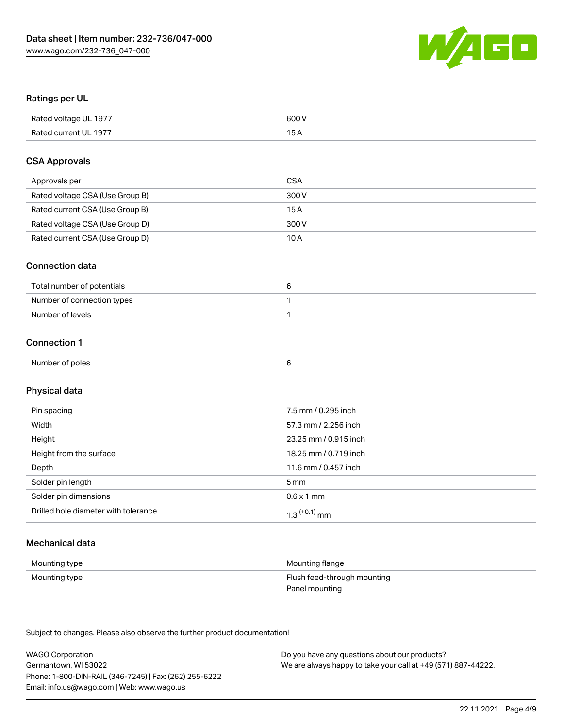## Ratings per UL

| | |
|---|---|
| Rated voltage UL 1977 | 600 V |
| Rated current UL 1977 | 15 A |

## CSA Approvals

| | |
|---|---|
| Approvals per | CSA |
| Rated voltage CSA (Use Group B) | 300 V |
| Rated current CSA (Use Group B) | 15 A |
| Rated voltage CSA (Use Group D) | 300 V |
| Rated current CSA (Use Group D) | 10 A |

## Connection data

| | |
|---|---|
| Total number of potentials | 6 |
| Number of connection types | 1 |
| Number of levels | 1 |

## Connection 1

| | |
|---|---|
| Number of poles | 6 |

## Physical data

| | |
|---|---|
| Pin spacing | 7.5 mm / 0.295 inch |
| Width | 57.3 mm / 2.256 inch |
| Height | 23.25 mm / 0.915 inch |
| Height from the surface | 18.25 mm / 0.719 inch |
| Depth | 11.6 mm / 0.457 inch |
| Solder pin length | 5 mm |
| Solder pin dimensions | 0.6 x 1 mm |
| Drilled hole diameter with tolerance | $1.3^{(+0.1)}$ mm |

## Mechanical data

| | |
|---|---|
| Mounting type | Mounting flange |
| Mounting type | Flush feed-through mounting<br>Panel mounting |

Subject to changes. Please also observe the further product documentation!

WAGO Corporation
Germantown, WI 53022
Phone: 1-800-DIN-RAIL (346-7245) | Fax: (262) 255-6222
Email: info.us@wago.com | Web: www.wago.us

Do you have any questions about our products?
We are always happy to take your call at +49 (571) 887-44222.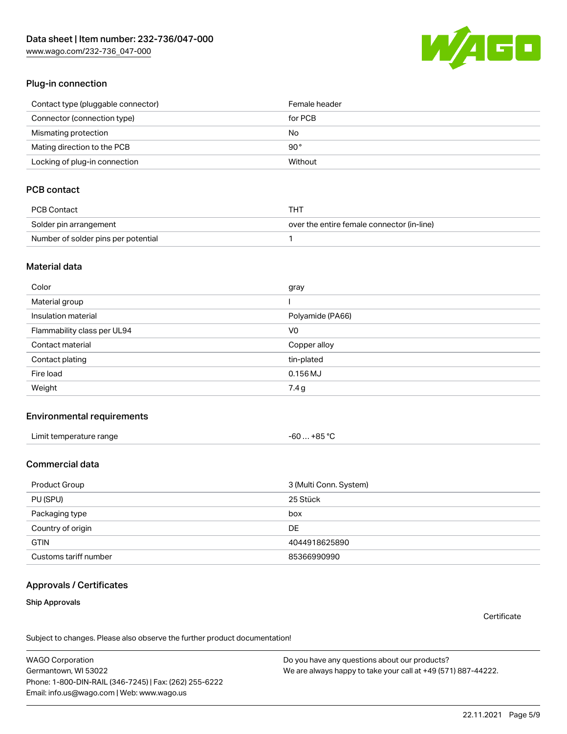## Plug-in connection

| | |
|---|---|
| Contact type (pluggable connector) | Female header |
| Connector (connection type) | for PCB |
| Mismating protection | No |
| Mating direction to the PCB | 90° |
| Locking of plug-in connection | Without |

## PCB contact

| | |
|---|---|
| PCB Contact | THT |
| Solder pin arrangement | over the entire female connector (in-line) |
| Number of solder pins per potential | 1 |

## Material data

| | |
|---|---|
| Color | gray |
| Material group | I |
| Insulation material | Polyamide (PA66) |
| Flammability class per UL94 | V0 |
| Contact material | Copper alloy |
| Contact plating | tin-plated |
| Fire load | 0.156 MJ |
| Weight | 7.4 g |

## Environmental requirements

| | |
|---|---|
| Limit temperature range | -60 … +85 °C |

## Commercial data

| | |
|---|---|
| Product Group | 3 (Multi Conn. System) |
| PU (SPU) | 25 Stück |
| Packaging type | box |
| Country of origin | DE |
| GTIN | 4044918625890 |
| Customs tariff number | 85366990990 |

## Approvals / Certificates

**Ship Approvals**

Certificate

Subject to changes. Please also observe the further product documentation!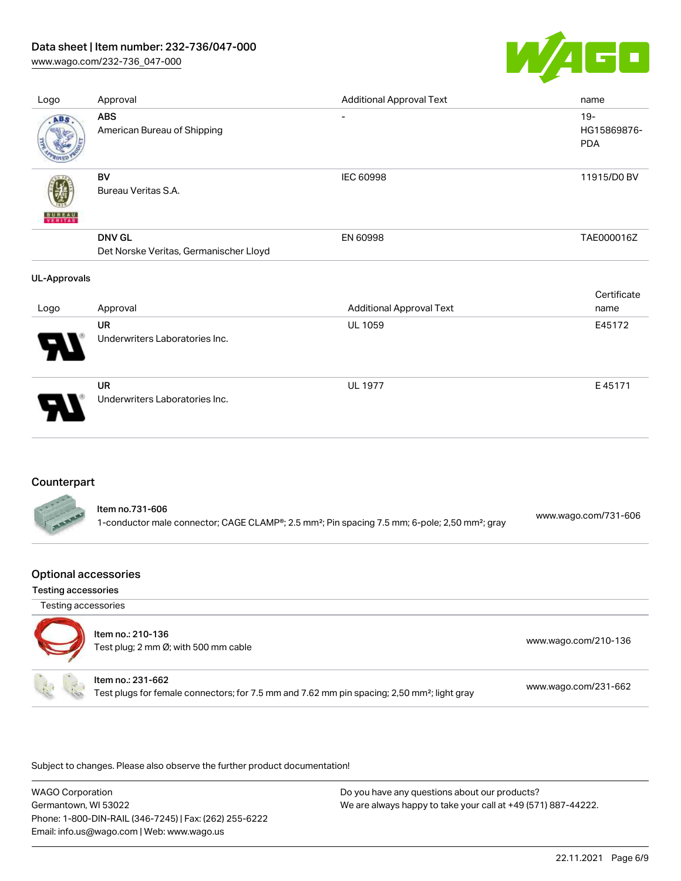| Logo | Approval | Additional Approval Text | name |
| --- | --- | --- | --- |
| | **ABS**<br>American Bureau of Shipping | - | 19-HG15869876-PDA |
| | **BV**<br>Bureau Veritas S.A. | IEC 60998 | 11915/D0 BV |
| | **DNV GL**<br>Det Norske Veritas, Germanischer Lloyd | EN 60998 | TAE000016Z |

#### UL-Approvals

| Logo | Approval | Additional Approval Text | Certificate name |
| --- | --- | --- | --- |
| | **UR**<br>Underwriters Laboratories Inc. | UL 1059 | E45172 |
| | **UR**<br>Underwriters Laboratories Inc. | UL 1977 | E 45171 |

## Counterpart

| Item | Link |
| --- | --- |
| **Item no.731-606**<br>1-conductor male connector; CAGE CLAMP®; 2.5 mm²; Pin spacing 7.5 mm; 6-pole; 2,50 mm²; gray | www.wago.com/731-606 |

## Optional accessories

### Testing accessories

Testing accessories

| Item | Link |
| --- | --- |
| **Item no.: 210-136**<br>Test plug; 2 mm Ø; with 500 mm cable | www.wago.com/210-136 |
| **Item no.: 231-662**<br>Test plugs for female connectors; for 7.5 mm and 7.62 mm pin spacing; 2,50 mm²; light gray | www.wago.com/231-662 |

Subject to changes. Please also observe the further product documentation!

WAGO Corporation
Germantown, WI 53022
Phone: 1-800-DIN-RAIL (346-7245) | Fax: (262) 255-6222
Email: info.us@wago.com | Web: www.wago.us

Do you have any questions about our products?
We are always happy to take your call at +49 (571) 887-44222.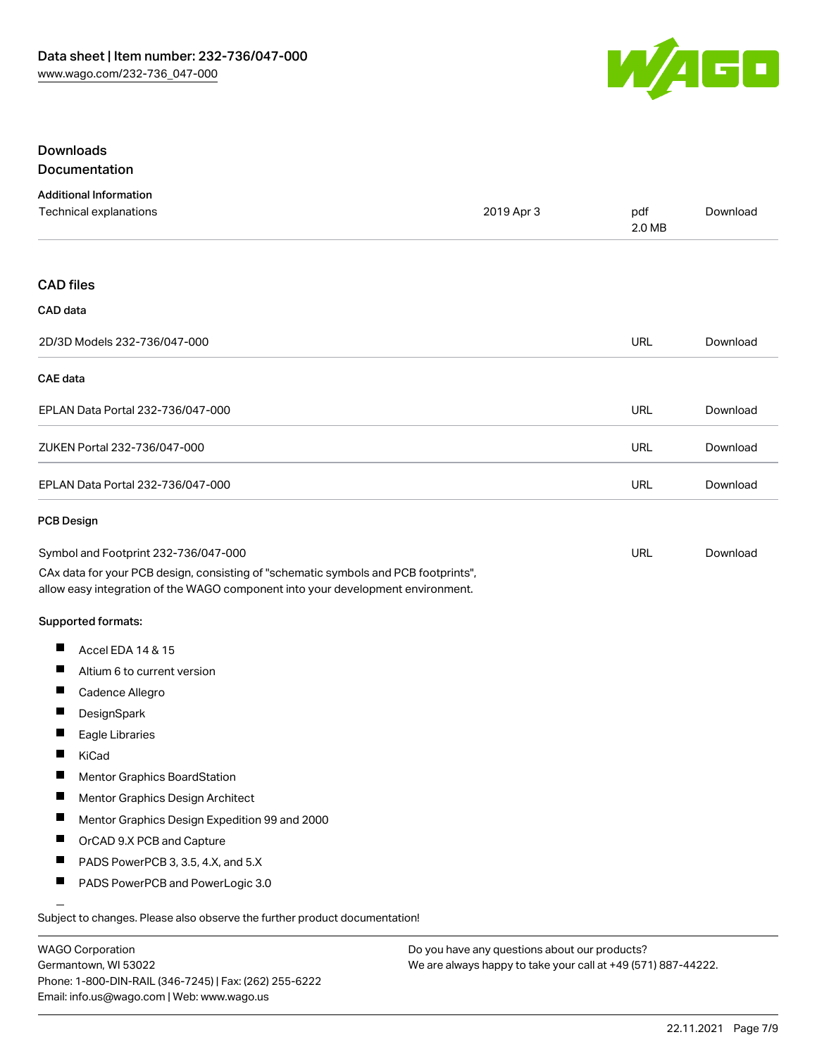## Downloads

### Documentation

**Additional Information**

| Technical explanations | 2019 Apr 3 | pdf 2.0 MB | Download |
|---|---|---|---|

### CAD files

**CAD data**

| 2D/3D Models 232-736/047-000 | URL | Download |
|---|---|---|

**CAE data**

| EPLAN Data Portal 232-736/047-000 | URL | Download |
|---|---|---|
| ZUKEN Portal 232-736/047-000 | URL | Download |
| EPLAN Data Portal 232-736/047-000 | URL | Download |

**PCB Design**

| Symbol and Footprint 232-736/047-000 | URL | Download |
|---|---|---|

CAx data for your PCB design, consisting of "schematic symbols and PCB footprints", allow easy integration of the WAGO component into your development environment.

**Supported formats:**

- Accel EDA 14 & 15
- Altium 6 to current version
- Cadence Allegro
- DesignSpark
- Eagle Libraries
- KiCad
- Mentor Graphics BoardStation
- Mentor Graphics Design Architect
- Mentor Graphics Design Expedition 99 and 2000
- OrCAD 9.X PCB and Capture
- PADS PowerPCB 3, 3.5, 4.X, and 5.X
- PADS PowerPCB and PowerLogic 3.0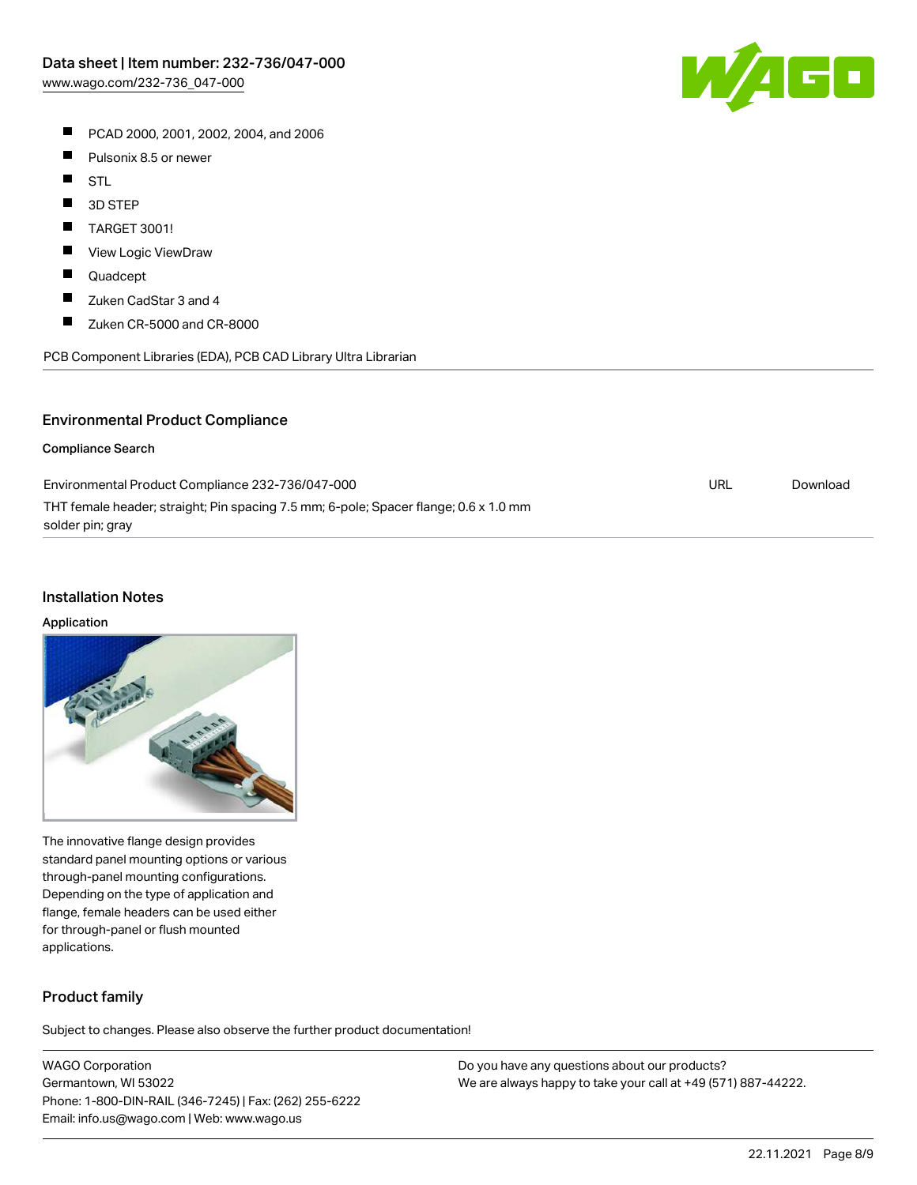- PCAD 2000, 2001, 2002, 2004, and 2006
- Pulsonix 8.5 or newer
- STL
- 3D STEP
- TARGET 3001!
- View Logic ViewDraw
- Quadcept
- Zuken CadStar 3 and 4
- Zuken CR-5000 and CR-8000

PCB Component Libraries (EDA), PCB CAD Library Ultra Librarian

## Environmental Product Compliance

### Compliance Search

| | | |
|---|---|---|
| Environmental Product Compliance 232-736/047-000<br>THT female header; straight; Pin spacing 7.5 mm; 6-pole; Spacer flange; 0.6 x 1.0 mm solder pin; gray | URL | Download |

## Installation Notes

### Application

The innovative flange design provides standard panel mounting options or various through-panel mounting configurations. Depending on the type of application and flange, female headers can be used either for through-panel or flush mounted applications.

## Product family

Subject to changes. Please also observe the further product documentation!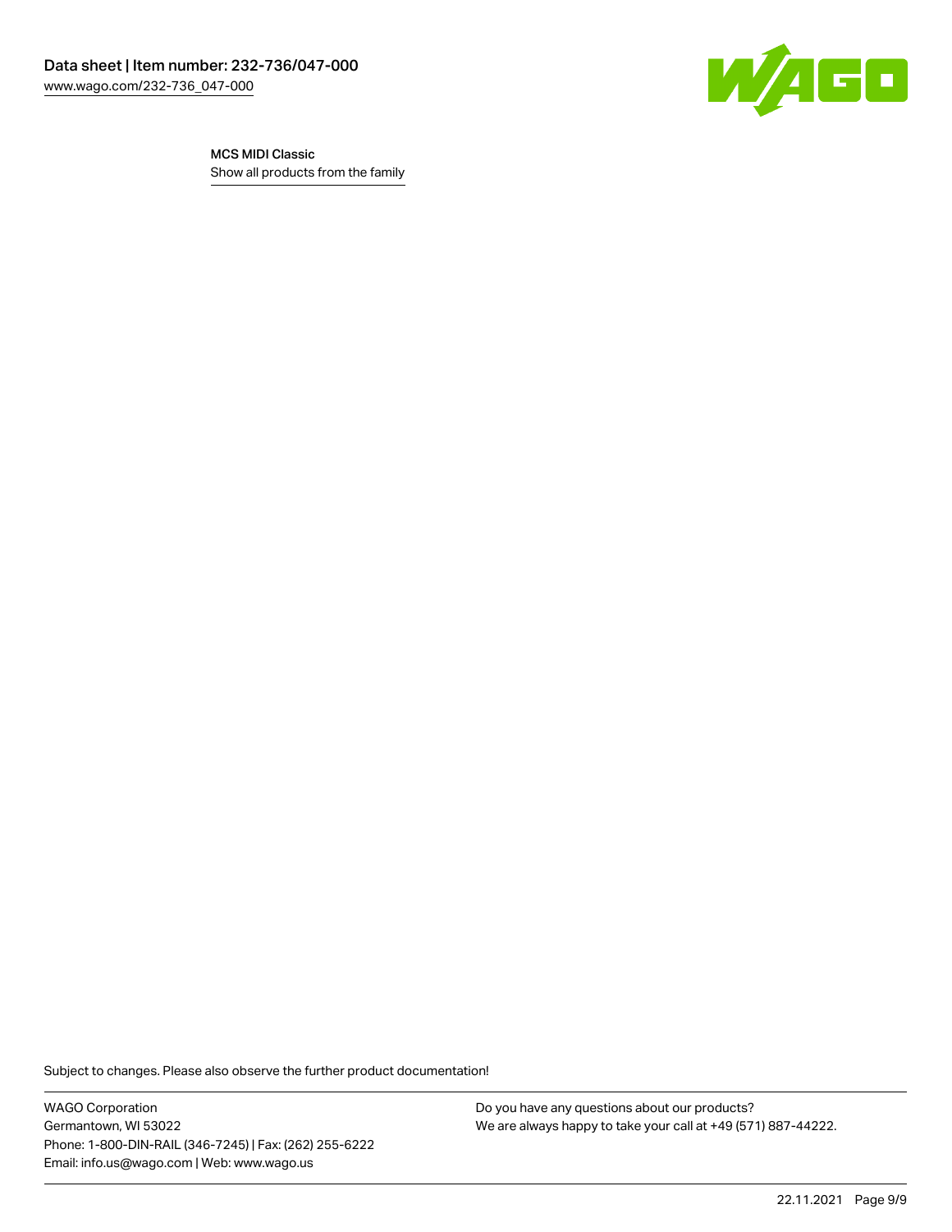MCS MIDI Classic
Show all products from the family

Subject to changes. Please also observe the further product documentation!

WAGO Corporation
Germantown, WI 53022
Phone: 1-800-DIN-RAIL (346-7245) | Fax: (262) 255-6222
Email: info.us@wago.com | Web: www.wago.us

Do you have any questions about our products?
We are always happy to take your call at +49 (571) 887-44222.